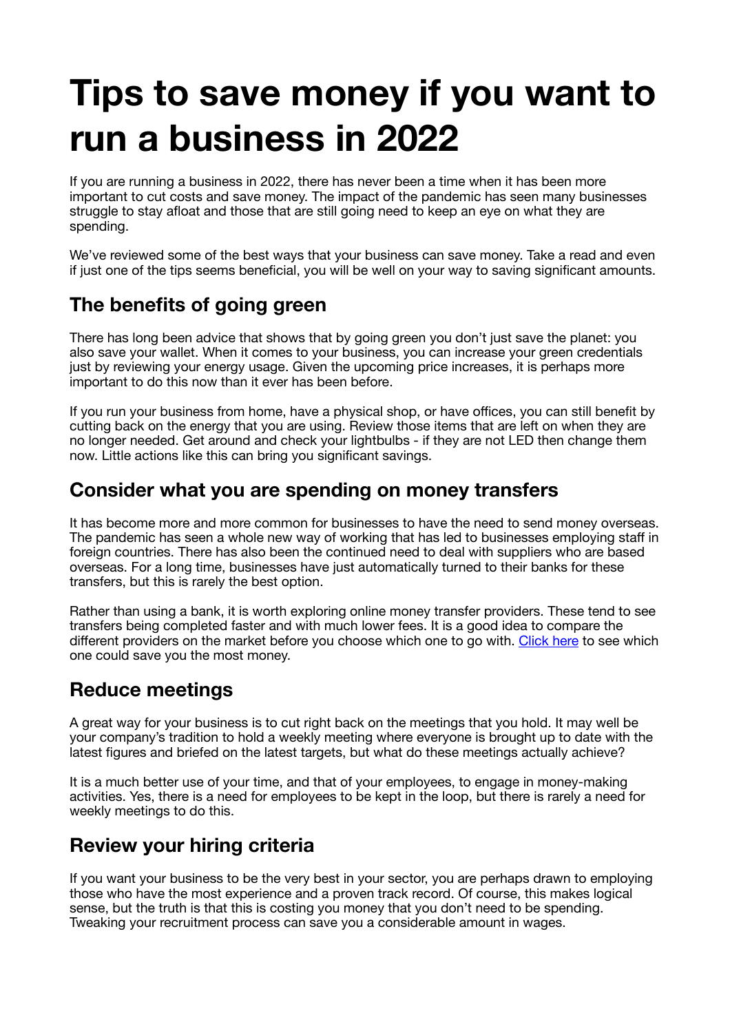# Tips to save money if you want to run a business in 2022

If you are running a business in 2022, there has never been a time when it has been more important to cut costs and save money. The impact of the pandemic has seen many businesses struggle to stay afloat and those that are still going need to keep an eye on what they are spending.

We've reviewed some of the best ways that your business can save money. Take a read and even if just one of the tips seems beneficial, you will be well on your way to saving significant amounts.

## The benefits of going green

There has long been advice that shows that by going green you don't just save the planet: you also save your wallet. When it comes to your business, you can increase your green credentials just by reviewing your energy usage. Given the upcoming price increases, it is perhaps more important to do this now than it ever has been before.

If you run your business from home, have a physical shop, or have offices, you can still benefit by cutting back on the energy that you are using. Review those items that are left on when they are no longer needed. Get around and check your lightbulbs - if they are not LED then change them now. Little actions like this can bring you significant savings.

## Consider what you are spending on money transfers

It has become more and more common for businesses to have the need to send money overseas. The pandemic has seen a whole new way of working that has led to businesses employing staff in foreign countries. There has also been the continued need to deal with suppliers who are based overseas. For a long time, businesses have just automatically turned to their banks for these transfers, but this is rarely the best option.

Rather than using a bank, it is worth exploring online money transfer providers. These tend to see transfers being completed faster and with much lower fees. It is a good idea to compare the different providers on the market before you choose which one to go with. Click here to see which one could save you the most money.

## Reduce meetings

A great way for your business is to cut right back on the meetings that you hold. It may well be your company's tradition to hold a weekly meeting where everyone is brought up to date with the latest figures and briefed on the latest targets, but what do these meetings actually achieve?

It is a much better use of your time, and that of your employees, to engage in money-making activities. Yes, there is a need for employees to be kept in the loop, but there is rarely a need for weekly meetings to do this.

## Review your hiring criteria

If you want your business to be the very best in your sector, you are perhaps drawn to employing those who have the most experience and a proven track record. Of course, this makes logical sense, but the truth is that this is costing you money that you don't need to be spending. Tweaking your recruitment process can save you a considerable amount in wages.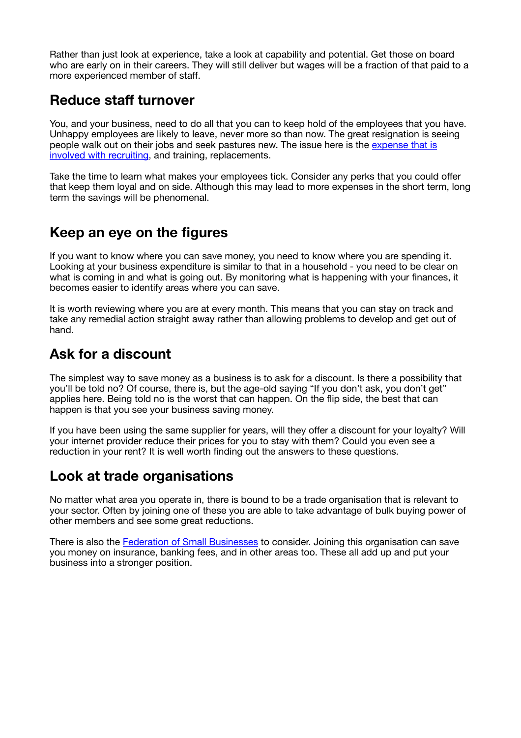Rather than just look at experience, take a look at capability and potential. Get those on board who are early on in their careers. They will still deliver but wages will be a fraction of that paid to a more experienced member of staff.

## Reduce staff turnover

You, and your business, need to do all that you can to keep hold of the employees that you have. Unhappy employees are likely to leave, never more so than now. The great resignation is seeing people walk out on their jobs and seek pastures new. The issue here is the [expense that is involved with recruiting](), and training, replacements.

Take the time to learn what makes your employees tick. Consider any perks that you could offer that keep them loyal and on side. Although this may lead to more expenses in the short term, long term the savings will be phenomenal.

## Keep an eye on the figures

If you want to know where you can save money, you need to know where you are spending it. Looking at your business expenditure is similar to that in a household - you need to be clear on what is coming in and what is going out. By monitoring what is happening with your finances, it becomes easier to identify areas where you can save.

It is worth reviewing where you are at every month. This means that you can stay on track and take any remedial action straight away rather than allowing problems to develop and get out of hand.

## Ask for a discount

The simplest way to save money as a business is to ask for a discount. Is there a possibility that you'll be told no? Of course, there is, but the age-old saying "If you don't ask, you don't get" applies here. Being told no is the worst that can happen. On the flip side, the best that can happen is that you see your business saving money.

If you have been using the same supplier for years, will they offer a discount for your loyalty? Will your internet provider reduce their prices for you to stay with them? Could you even see a reduction in your rent? It is well worth finding out the answers to these questions.

## Look at trade organisations

No matter what area you operate in, there is bound to be a trade organisation that is relevant to your sector. Often by joining one of these you are able to take advantage of bulk buying power of other members and see some great reductions.

There is also the [Federation of Small Businesses]() to consider. Joining this organisation can save you money on insurance, banking fees, and in other areas too. These all add up and put your business into a stronger position.